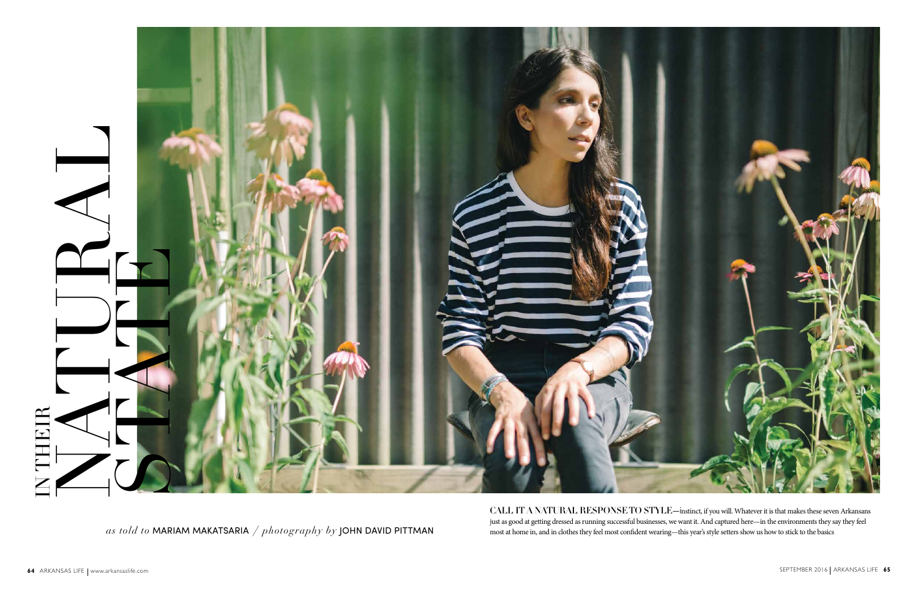# IN THEIR NATURAL STATE

*as told to* MARIAM MAKATSARIA / *photography by* JOHN DAVID PITTMAN

CALL IT A NATURAL RESPONSE TO STYLE—instinct, if you will. Whatever it is that makes these seven Arkansans just as good at getting dressed as running successful businesses, we want it. And captured here—in the environments they say they feel most at home in, and in clothes they feel most confident wearing—this year's style setters show us how to stick to the basics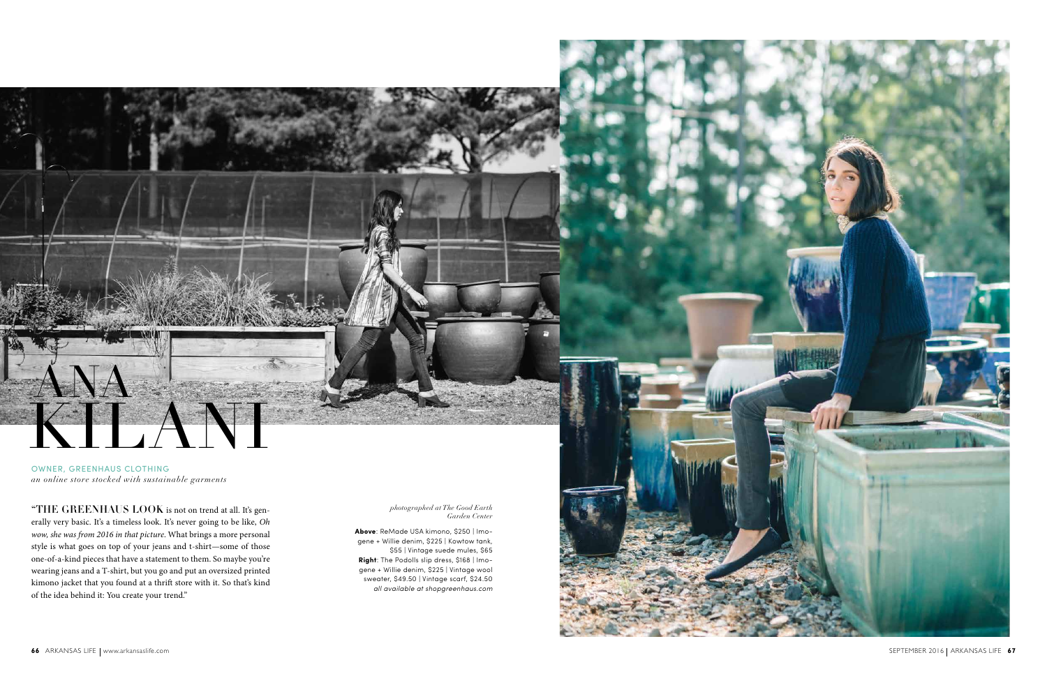# ANA KILANI

OWNER, GREENHAUS CLOTHING

*an online store stocked with sustainable garments*

"**THE GREENHAUS LOOK** is not on trend at all. It's generally very basic. It's a timeless look. It's never going to be like, *Oh wow, she was from 2016 in that picture*. What brings a more personal style is what goes on top of your jeans and t-shirt—some of those one-of-a-kind pieces that have a statement to them. So maybe you're wearing jeans and a T-shirt, but you go and put an oversized printed kimono jacket that you found at a thrift store with it. So that's kind of the idea behind it: You create your trend."

*photographed at The Good Earth Garden Center*

**Above**: ReMade USA kimono, $250 | Imogene + Willie denim, $225 | Kowtow tank, $55 | Vintage suede mules, $65
**Right**: The Podolls slip dress, $168 | Imogene + Willie denim, $225 | Vintage wool sweater, $49.50 | Vintage scarf, $24.50
*all available at shopgreenhaus.com*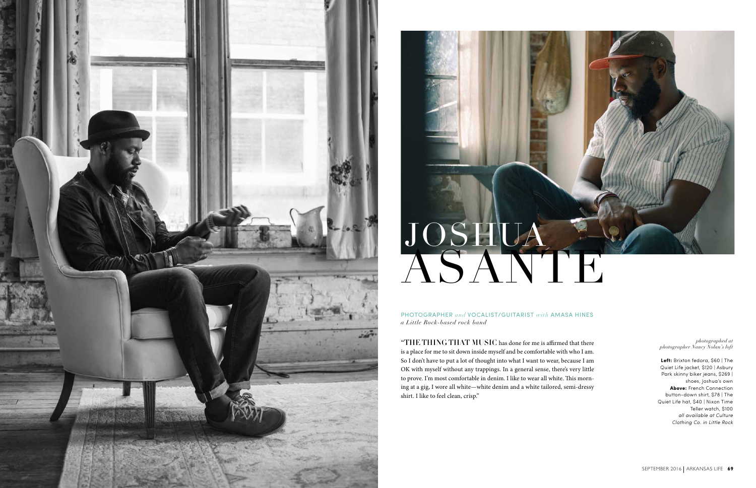# JOSHUA ASANTE

PHOTOGRAPHER *and* VOCALIST/GUITARIST *with* AMASA HINES
*a Little Rock-based rock band*

**"THE THING THAT MUSIC** has done for me is affirmed that there is a place for me to sit down inside myself and be comfortable with who I am. So I don't have to put a lot of thought into what I want to wear, because I am OK with myself without any trappings. In a general sense, there's very little to prove. I'm most comfortable in denim. I like to wear all white. This morning at a gig, I wore all white—white denim and a white tailored, semi-dressy shirt. I like to feel clean, crisp."

*photographed at photographer Nancy Nolan's loft*

**Left:** Brixton fedora, $60 | The Quiet Life jacket, $120 | Asbury Park skinny biker jeans, $269 | shoes, Joshua's own
**Above:** French Connection button-down shirt, $78 | The Quiet Life hat, $40 | Nixon Time Teller watch, $100
*all available at Culture Clothing Co. in Little Rock*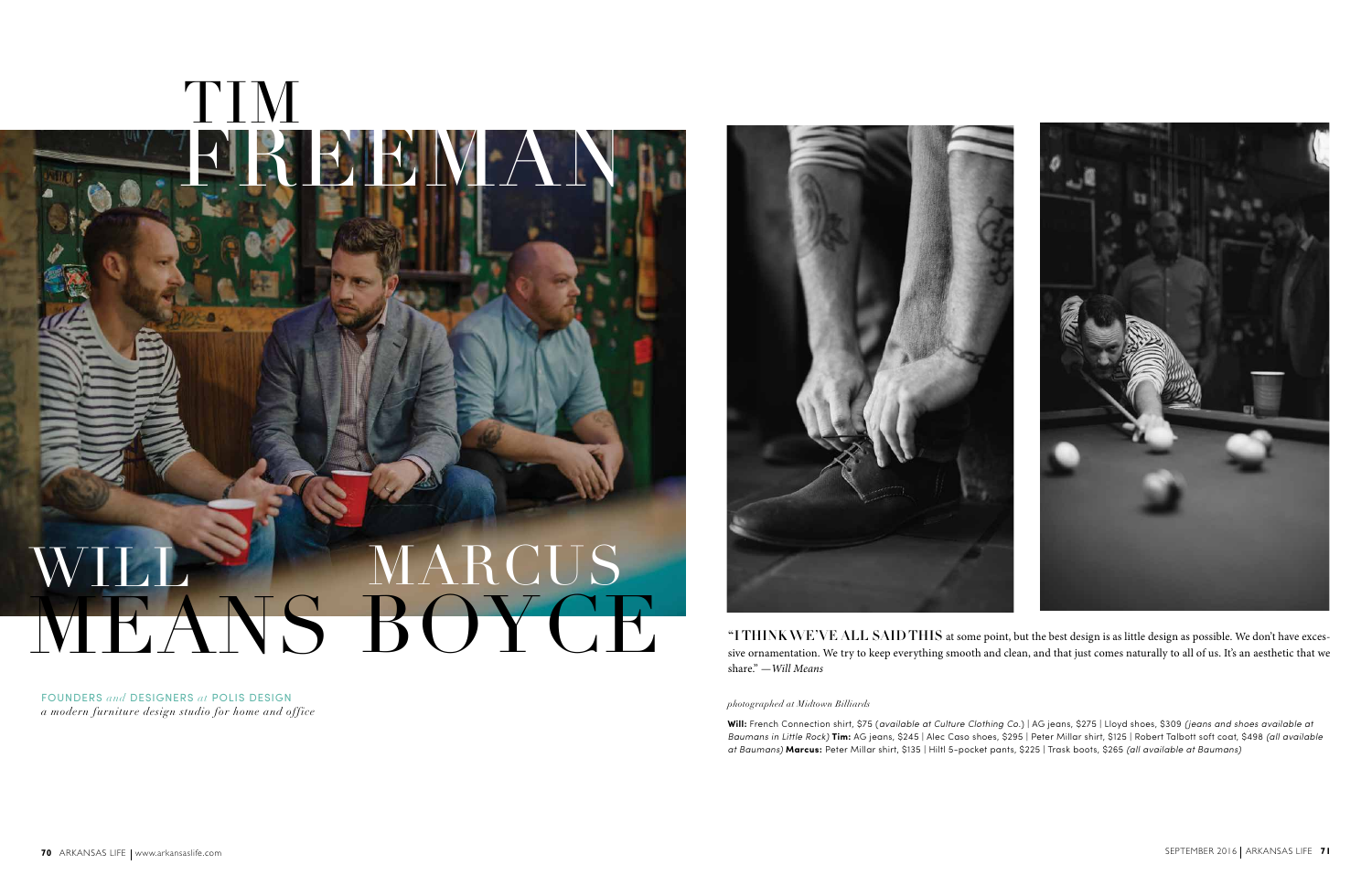# TIM FREEMAN

# WILL MEANS MARCUS BOYCE

FOUNDERS *and* DESIGNERS *at* POLIS DESIGN

*a modern furniture design studio for home and office*

"I THINK WE'VE ALL SAID THIS at some point, but the best design is as little design as possible. We don't have excessive ornamentation. We try to keep everything smooth and clean, and that just comes naturally to all of us. It's an aesthetic that we share." *—Will Means*

*photographed at Midtown Billiards*

**Will:** French Connection shirt, $75 (*available at Culture Clothing Co.*) | AG jeans, $275 | Lloyd shoes, $309 *(jeans and shoes available at Baumans in Little Rock)* **Tim:** AG jeans, $245 | Alec Caso shoes, $295 | Peter Millar shirt, $125 | Robert Talbott soft coat, $498 *(all available at Baumans)* **Marcus:** Peter Millar shirt, $135 | Hiltl 5-pocket pants, $225 | Trask boots, $265 *(all available at Baumans)*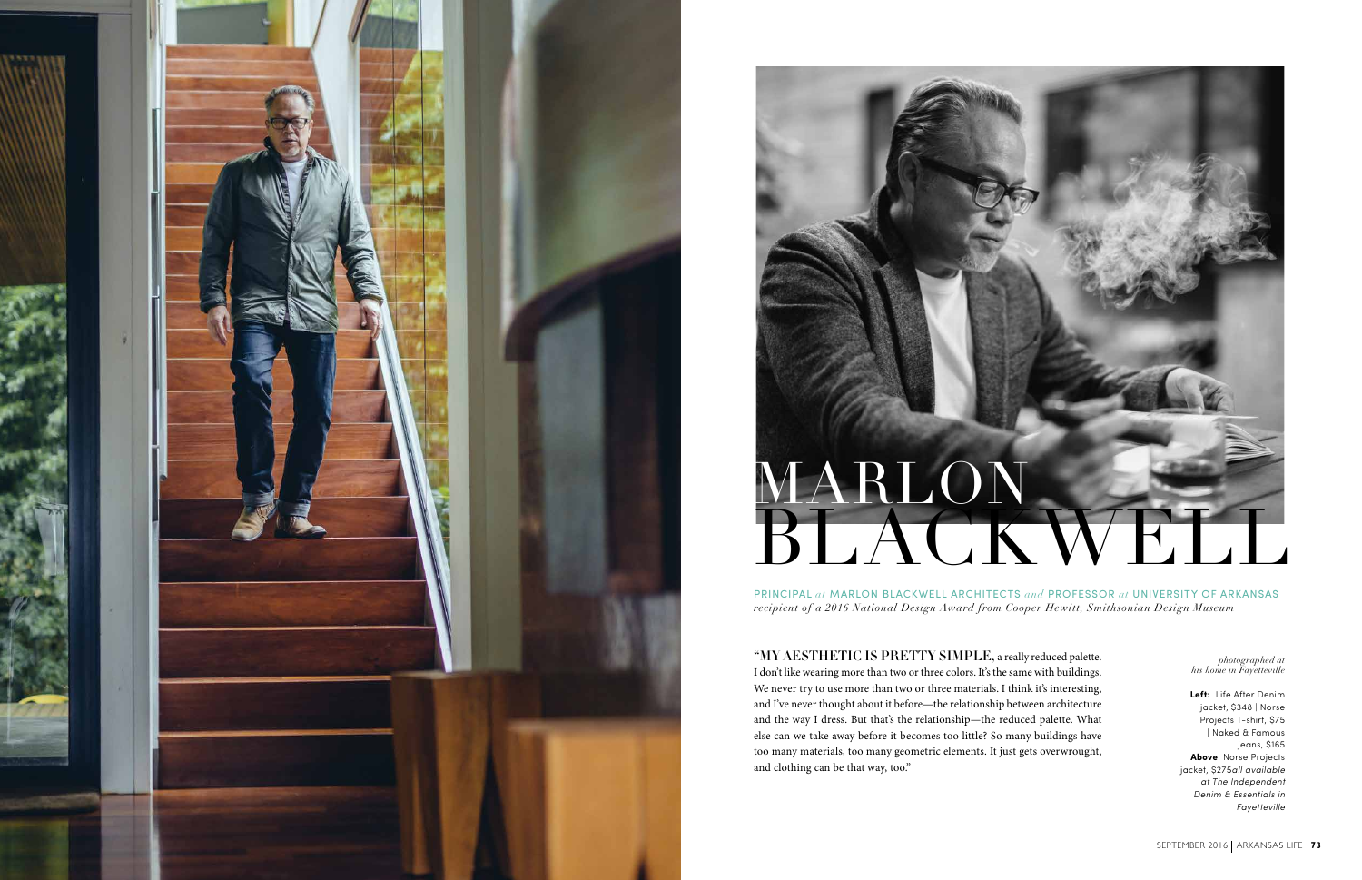# MARLON BLACKWELL

PRINCIPAL *at* MARLON BLACKWELL ARCHITECTS *and* PROFESSOR *at* UNIVERSITY OF ARKANSAS
*recipient of a 2016 National Design Award from Cooper Hewitt, Smithsonian Design Museum*

"MY AESTHETIC IS PRETTY SIMPLE, a really reduced palette. I don't like wearing more than two or three colors. It's the same with buildings. We never try to use more than two or three materials. I think it's interesting, and I've never thought about it before—the relationship between architecture and the way I dress. But that's the relationship—the reduced palette. What else can we take away before it becomes too little? So many buildings have too many materials, too many geometric elements. It just gets overwrought, and clothing can be that way, too."

*photographed at his home in Fayetteville*

**Left:** Life After Denim jacket, $348 | Norse Projects T-shirt, $75 | Naked & Famous jeans, $165
**Above**: Norse Projects jacket, $275*all available at The Independent Denim & Essentials in Fayetteville*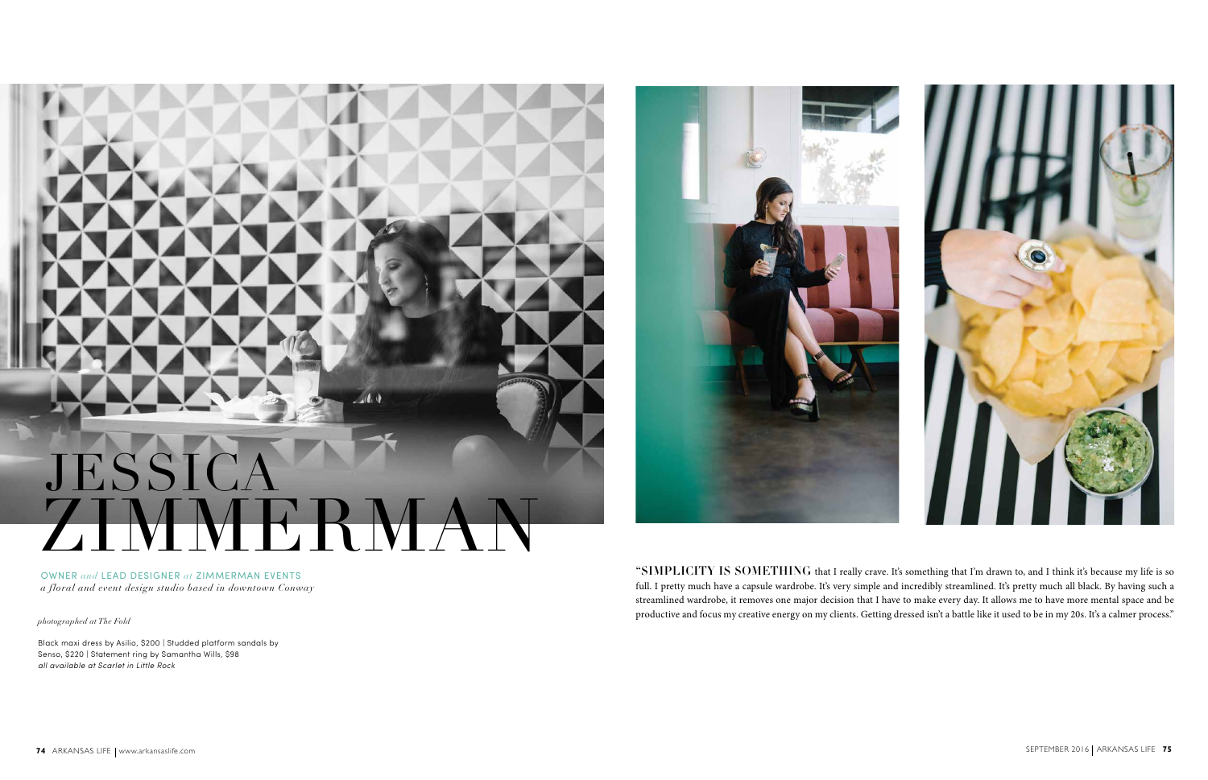# JESSICA ZIMMERMAN

OWNER *and* LEAD DESIGNER *at* ZIMMERMAN EVENTS

*a floral and event design studio based in downtown Conway*

*photographed at The Fold*

Black maxi dress by Asilio, $200 | Studded platform sandals by Senso, $220 | Statement ring by Samantha Wills, $98
*all available at Scarlet in Little Rock*

"SIMPLICITY IS SOMETHING that I really crave. It's something that I'm drawn to, and I think it's because my life is so full. I pretty much have a capsule wardrobe. It's very simple and incredibly streamlined. It's pretty much all black. By having such a streamlined wardrobe, it removes one major decision that I have to make every day. It allows me to have more mental space and be productive and focus my creative energy on my clients. Getting dressed isn't a battle like it used to be in my 20s. It's a calmer process."